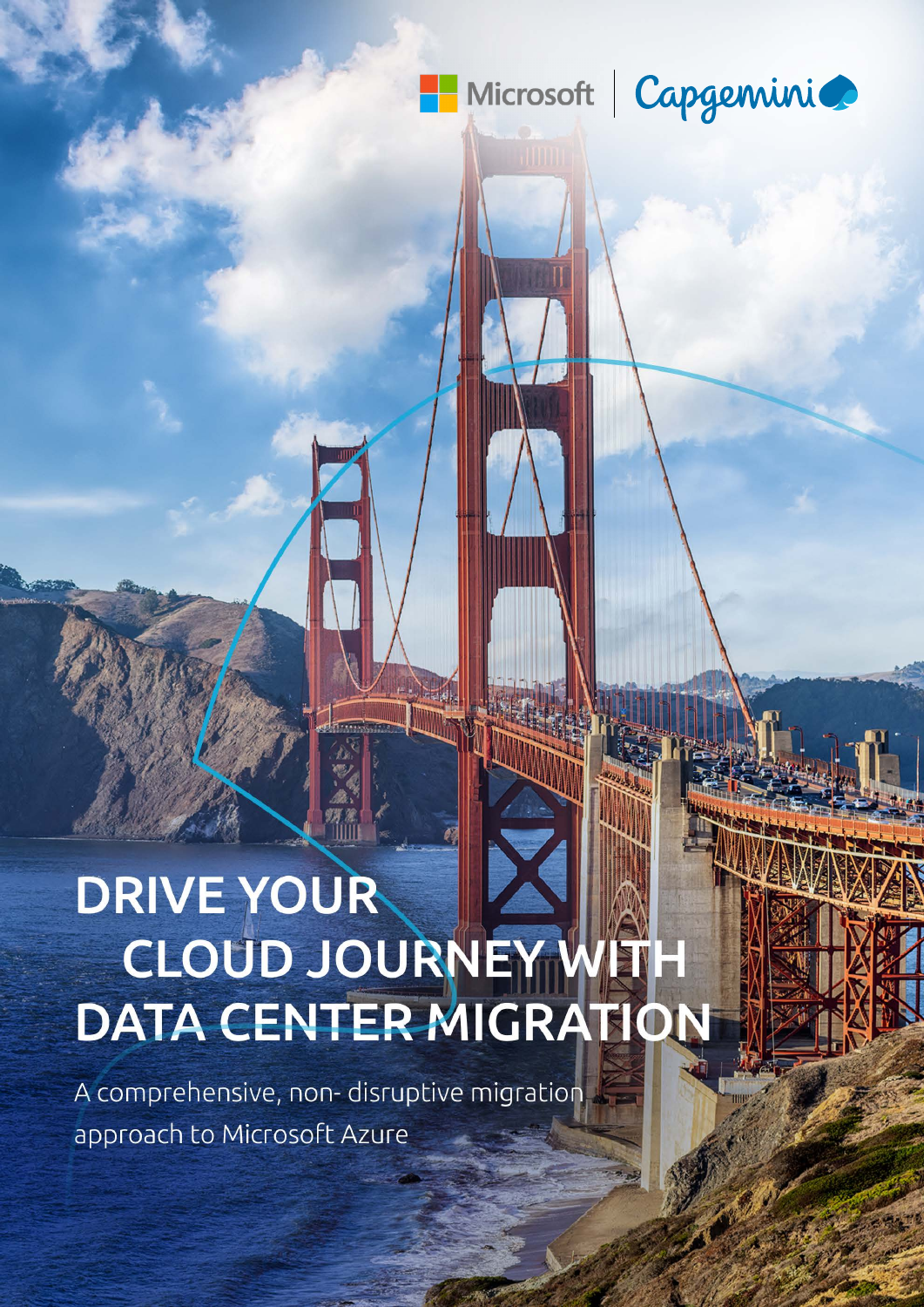Microsoft | Capgemini

# DRIVE YOUR CLOUD JOURNEY WITH DATA CENTER MIGRATION

A comprehensive, non- disruptive migration approach to Microsoft Azure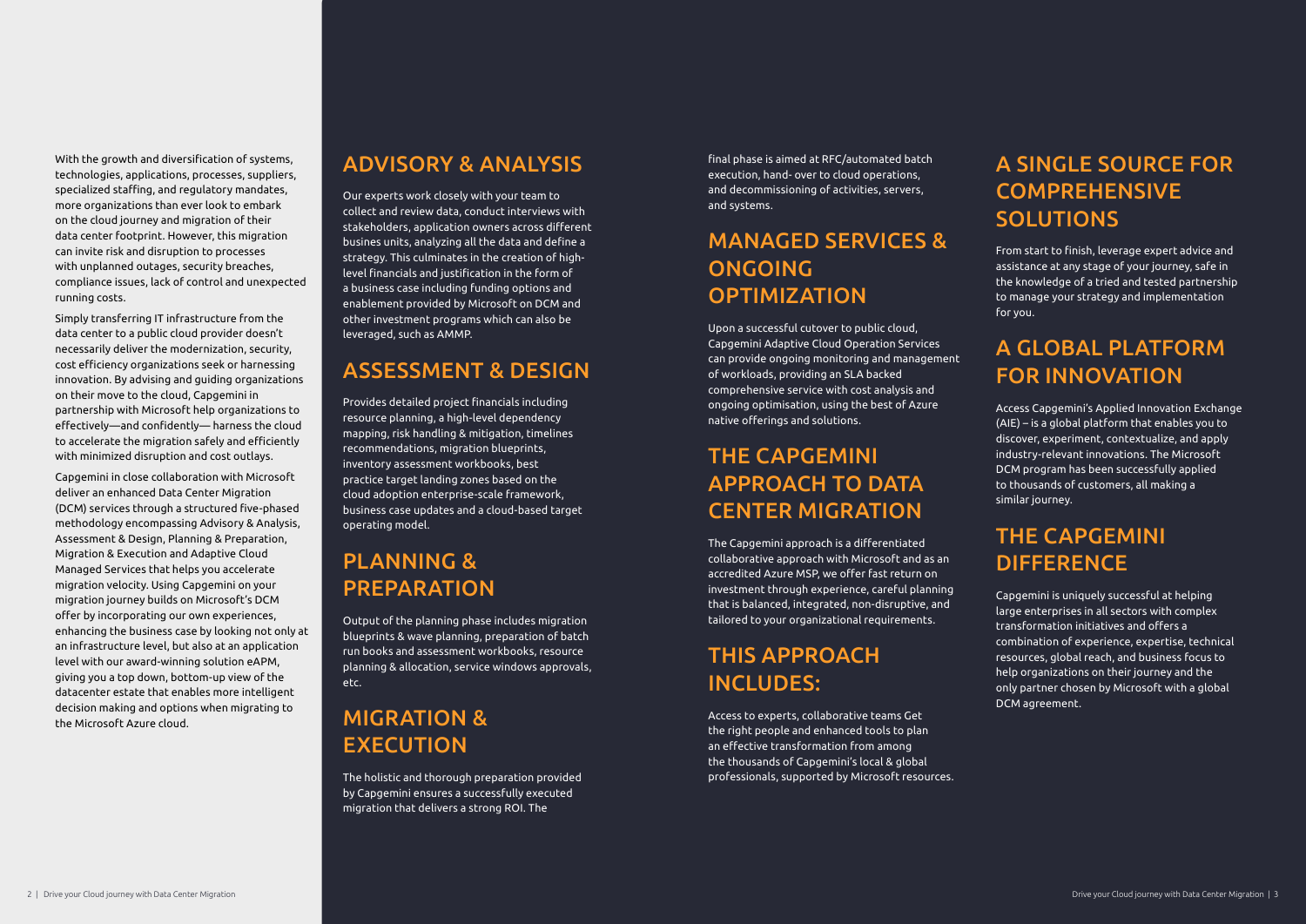With the growth and diversification of systems, technologies, applications, processes, suppliers, specialized staffing, and regulatory mandates, more organizations than ever look to embark on the cloud journey and migration of their data center footprint. However, this migration can invite risk and disruption to processes with unplanned outages, security breaches, compliance issues, lack of control and unexpected running costs.

Simply transferring IT infrastructure from the data center to a public cloud provider doesn't necessarily deliver the modernization, security, cost efficiency organizations seek or harnessing innovation. By advising and guiding organizations on their move to the cloud, Capgemini in partnership with Microsoft help organizations to effectively—and confidently— harness the cloud to accelerate the migration safely and efficiently with minimized disruption and cost outlays.

Capgemini in close collaboration with Microsoft deliver an enhanced Data Center Migration (DCM) services through a structured five-phased methodology encompassing Advisory & Analysis, Assessment & Design, Planning & Preparation, Migration & Execution and Adaptive Cloud Managed Services that helps you accelerate migration velocity. Using Capgemini on your migration journey builds on Microsoft's DCM offer by incorporating our own experiences, enhancing the business case by looking not only at an infrastructure level, but also at an application level with our award-winning solution eAPM, giving you a top down, bottom-up view of the datacenter estate that enables more intelligent decision making and options when migrating to the Microsoft Azure cloud.

## ADVISORY & ANALYSIS

Our experts work closely with your team to collect and review data, conduct interviews with stakeholders, application owners across different busines units, analyzing all the data and define a strategy. This culminates in the creation of high-level financials and justification in the form of a business case including funding options and enablement provided by Microsoft on DCM and other investment programs which can also be leveraged, such as AMMP.

## ASSESSMENT & DESIGN

Provides detailed project financials including resource planning, a high-level dependency mapping, risk handling & mitigation, timelines recommendations, migration blueprints, inventory assessment workbooks, best practice target landing zones based on the cloud adoption enterprise-scale framework, business case updates and a cloud-based target operating model.

## PLANNING & PREPARATION

Output of the planning phase includes migration blueprints & wave planning, preparation of batch run books and assessment workbooks, resource planning & allocation, service windows approvals, etc.

## MIGRATION & EXECUTION

The holistic and thorough preparation provided by Capgemini ensures a successfully executed migration that delivers a strong ROI. The final phase is aimed at RFC/automated batch execution, hand- over to cloud operations, and decommissioning of activities, servers, and systems.

## MANAGED SERVICES & ONGOING OPTIMIZATION

Upon a successful cutover to public cloud, Capgemini Adaptive Cloud Operation Services can provide ongoing monitoring and management of workloads, providing an SLA backed comprehensive service with cost analysis and ongoing optimisation, using the best of Azure native offerings and solutions.

## THE CAPGEMINI APPROACH TO DATA CENTER MIGRATION

The Capgemini approach is a differentiated collaborative approach with Microsoft and as an accredited Azure MSP, we offer fast return on investment through experience, careful planning that is balanced, integrated, non-disruptive, and tailored to your organizational requirements.

## THIS APPROACH INCLUDES:

Access to experts, collaborative teams Get the right people and enhanced tools to plan an effective transformation from among the thousands of Capgemini's local & global professionals, supported by Microsoft resources.

## A SINGLE SOURCE FOR COMPREHENSIVE SOLUTIONS

From start to finish, leverage expert advice and assistance at any stage of your journey, safe in the knowledge of a tried and tested partnership to manage your strategy and implementation for you.

## A GLOBAL PLATFORM FOR INNOVATION

Access Capgemini's Applied Innovation Exchange (AIE) – is a global platform that enables you to discover, experiment, contextualize, and apply industry-relevant innovations. The Microsoft DCM program has been successfully applied to thousands of customers, all making a similar journey.

## THE CAPGEMINI DIFFERENCE

Capgemini is uniquely successful at helping large enterprises in all sectors with complex transformation initiatives and offers a combination of experience, expertise, technical resources, global reach, and business focus to help organizations on their journey and the only partner chosen by Microsoft with a global DCM agreement.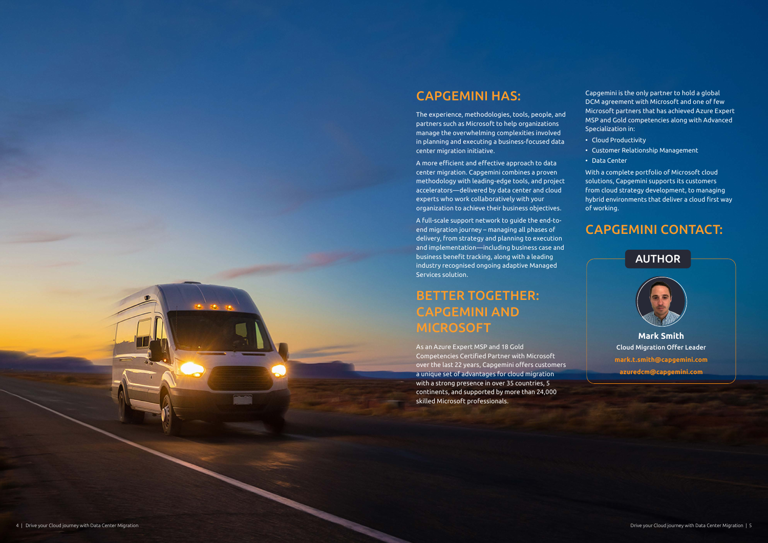## CAPGEMINI HAS:

The experience, methodologies, tools, people, and partners such as Microsoft to help organizations manage the overwhelming complexities involved in planning and executing a business-focused data center migration initiative.

A more efficient and effective approach to data center migration. Capgemini combines a proven methodology with leading-edge tools, and project accelerators—delivered by data center and cloud experts who work collaboratively with your organization to achieve their business objectives.

A full-scale support network to guide the end-to-end migration journey – managing all phases of delivery, from strategy and planning to execution and implementation—including business case and business benefit tracking, along with a leading industry recognised ongoing adaptive Managed Services solution.

## BETTER TOGETHER: CAPGEMINI AND MICROSOFT

As an Azure Expert MSP and 18 Gold Competencies Certified Partner with Microsoft over the last 22 years, Capgemini offers customers a unique set of advantages for cloud migration with a strong presence in over 35 countries, 5 continents, and supported by more than 24,000 skilled Microsoft professionals.

Capgemini is the only partner to hold a global DCM agreement with Microsoft and one of few Microsoft partners that has achieved Azure Expert MSP and Gold competencies along with Advanced Specialization in:

- Cloud Productivity
- Customer Relationship Management
- Data Center

With a complete portfolio of Microsoft cloud solutions, Capgemini supports its customers from cloud strategy development, to managing hybrid environments that deliver a cloud first way of working.

## CAPGEMINI CONTACT:

### AUTHOR

**Mark Smith**
**Cloud Migration Offer Leader**
**mark.t.smith@capgemini.com**
**azuredcm@capgemini.com**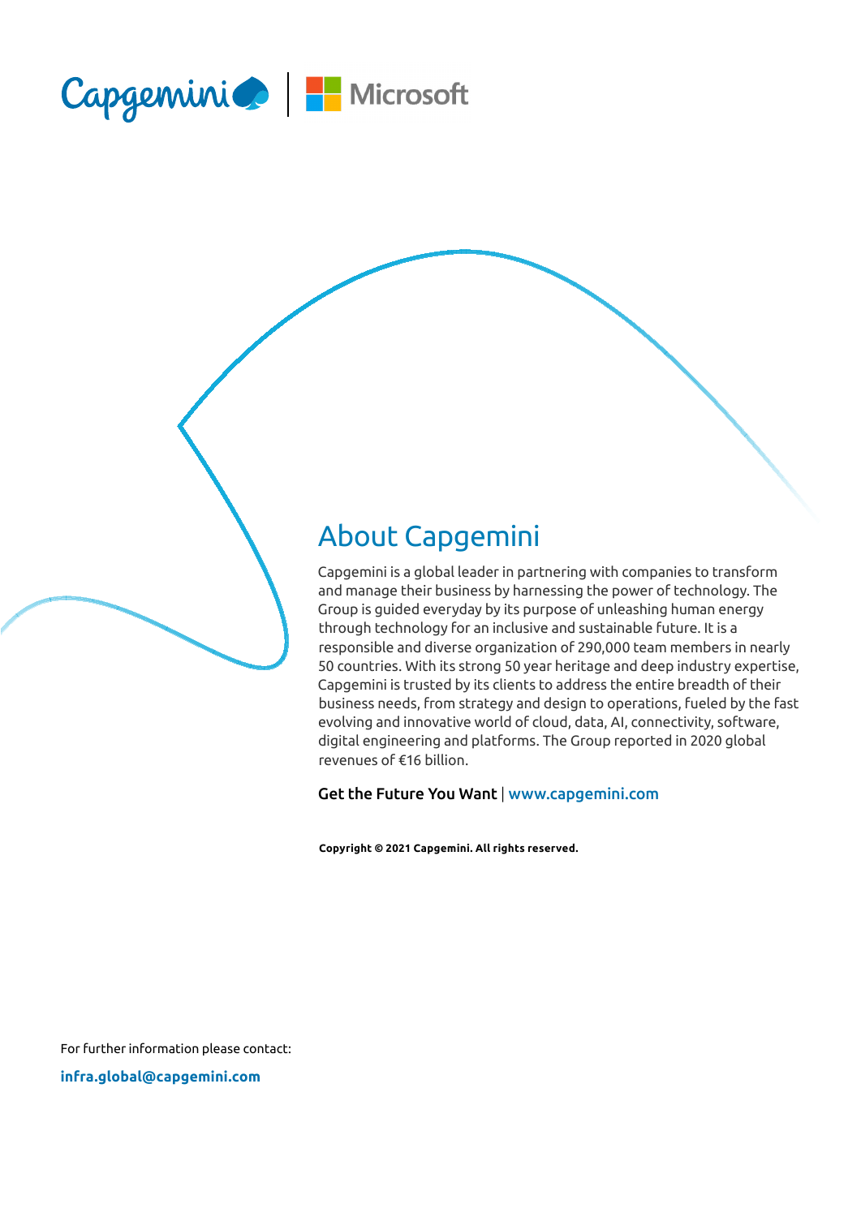## About Capgemini

Capgemini is a global leader in partnering with companies to transform and manage their business by harnessing the power of technology. The Group is guided everyday by its purpose of unleashing human energy through technology for an inclusive and sustainable future. It is a responsible and diverse organization of 290,000 team members in nearly 50 countries. With its strong 50 year heritage and deep industry expertise, Capgemini is trusted by its clients to address the entire breadth of their business needs, from strategy and design to operations, fueled by the fast evolving and innovative world of cloud, data, AI, connectivity, software, digital engineering and platforms. The Group reported in 2020 global revenues of €16 billion.

Get the Future You Want | www.capgemini.com

**Copyright © 2021 Capgemini. All rights reserved.**

For further information please contact:

**infra.global@capgemini.com**